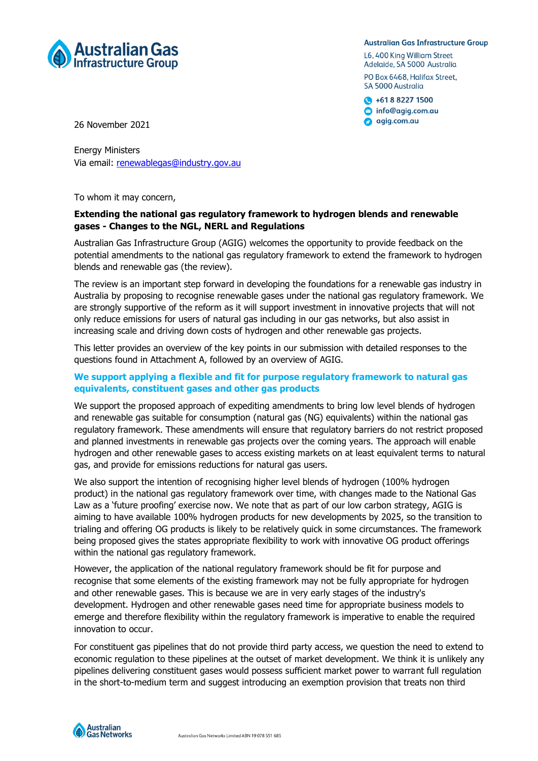Australian Gas Infrastructure Group

Australian Gas Infrastructure Group
L6, 400 King William Street
Adelaide, SA 5000 Australia
PO Box 6468, Halifax Street,
SA 5000 Australia
+61 8 8227 1500
info@agig.com.au
agig.com.au

26 November 2021

Energy Ministers
Via email: renewablegas@industry.gov.au

To whom it may concern,

**Extending the national gas regulatory framework to hydrogen blends and renewable gases - Changes to the NGL, NERL and Regulations**

Australian Gas Infrastructure Group (AGIG) welcomes the opportunity to provide feedback on the potential amendments to the national gas regulatory framework to extend the framework to hydrogen blends and renewable gas (the review).

The review is an important step forward in developing the foundations for a renewable gas industry in Australia by proposing to recognise renewable gases under the national gas regulatory framework. We are strongly supportive of the reform as it will support investment in innovative projects that will not only reduce emissions for users of natural gas including in our gas networks, but also assist in increasing scale and driving down costs of hydrogen and other renewable gas projects.

This letter provides an overview of the key points in our submission with detailed responses to the questions found in Attachment A, followed by an overview of AGIG.

## We support applying a flexible and fit for purpose regulatory framework to natural gas equivalents, constituent gases and other gas products

We support the proposed approach of expediting amendments to bring low level blends of hydrogen and renewable gas suitable for consumption (natural gas (NG) equivalents) within the national gas regulatory framework. These amendments will ensure that regulatory barriers do not restrict proposed and planned investments in renewable gas projects over the coming years. The approach will enable hydrogen and other renewable gases to access existing markets on at least equivalent terms to natural gas, and provide for emissions reductions for natural gas users.

We also support the intention of recognising higher level blends of hydrogen (100% hydrogen product) in the national gas regulatory framework over time, with changes made to the National Gas Law as a 'future proofing' exercise now. We note that as part of our low carbon strategy, AGIG is aiming to have available 100% hydrogen products for new developments by 2025, so the transition to trialing and offering OG products is likely to be relatively quick in some circumstances. The framework being proposed gives the states appropriate flexibility to work with innovative OG product offerings within the national gas regulatory framework.

However, the application of the national regulatory framework should be fit for purpose and recognise that some elements of the existing framework may not be fully appropriate for hydrogen and other renewable gases. This is because we are in very early stages of the industry's development. Hydrogen and other renewable gases need time for appropriate business models to emerge and therefore flexibility within the regulatory framework is imperative to enable the required innovation to occur.

For constituent gas pipelines that do not provide third party access, we question the need to extend to economic regulation to these pipelines at the outset of market development. We think it is unlikely any pipelines delivering constituent gases would possess sufficient market power to warrant full regulation in the short-to-medium term and suggest introducing an exemption provision that treats non third

Australian Gas Networks Limited ABN 19 078 551 685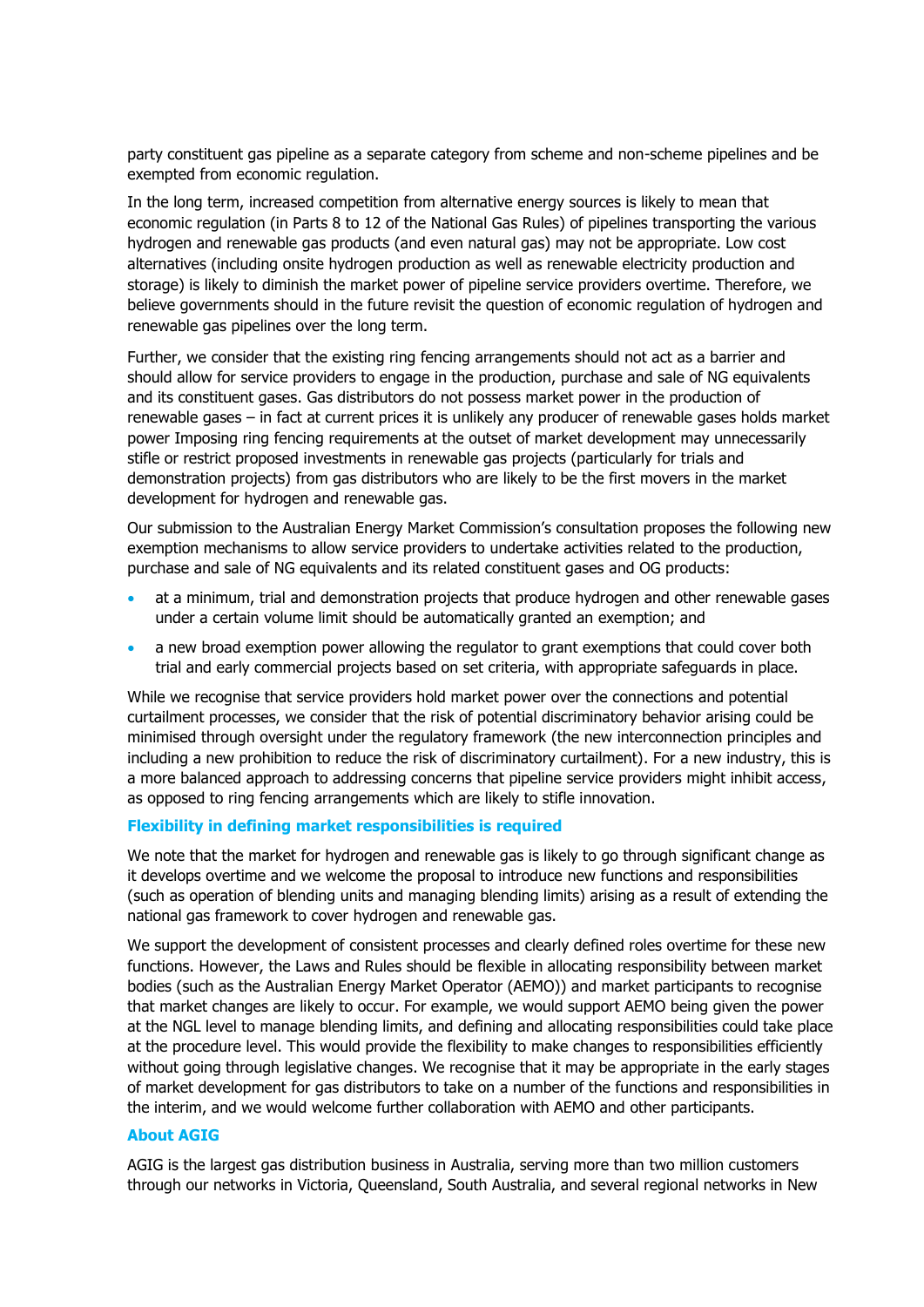party constituent gas pipeline as a separate category from scheme and non-scheme pipelines and be exempted from economic regulation.

In the long term, increased competition from alternative energy sources is likely to mean that economic regulation (in Parts 8 to 12 of the National Gas Rules) of pipelines transporting the various hydrogen and renewable gas products (and even natural gas) may not be appropriate. Low cost alternatives (including onsite hydrogen production as well as renewable electricity production and storage) is likely to diminish the market power of pipeline service providers overtime. Therefore, we believe governments should in the future revisit the question of economic regulation of hydrogen and renewable gas pipelines over the long term.

Further, we consider that the existing ring fencing arrangements should not act as a barrier and should allow for service providers to engage in the production, purchase and sale of NG equivalents and its constituent gases. Gas distributors do not possess market power in the production of renewable gases – in fact at current prices it is unlikely any producer of renewable gases holds market power Imposing ring fencing requirements at the outset of market development may unnecessarily stifle or restrict proposed investments in renewable gas projects (particularly for trials and demonstration projects) from gas distributors who are likely to be the first movers in the market development for hydrogen and renewable gas.

Our submission to the Australian Energy Market Commission's consultation proposes the following new exemption mechanisms to allow service providers to undertake activities related to the production, purchase and sale of NG equivalents and its related constituent gases and OG products:

- at a minimum, trial and demonstration projects that produce hydrogen and other renewable gases under a certain volume limit should be automatically granted an exemption; and
- a new broad exemption power allowing the regulator to grant exemptions that could cover both trial and early commercial projects based on set criteria, with appropriate safeguards in place.

While we recognise that service providers hold market power over the connections and potential curtailment processes, we consider that the risk of potential discriminatory behavior arising could be minimised through oversight under the regulatory framework (the new interconnection principles and including a new prohibition to reduce the risk of discriminatory curtailment). For a new industry, this is a more balanced approach to addressing concerns that pipeline service providers might inhibit access, as opposed to ring fencing arrangements which are likely to stifle innovation.

### Flexibility in defining market responsibilities is required

We note that the market for hydrogen and renewable gas is likely to go through significant change as it develops overtime and we welcome the proposal to introduce new functions and responsibilities (such as operation of blending units and managing blending limits) arising as a result of extending the national gas framework to cover hydrogen and renewable gas.

We support the development of consistent processes and clearly defined roles overtime for these new functions. However, the Laws and Rules should be flexible in allocating responsibility between market bodies (such as the Australian Energy Market Operator (AEMO)) and market participants to recognise that market changes are likely to occur. For example, we would support AEMO being given the power at the NGL level to manage blending limits, and defining and allocating responsibilities could take place at the procedure level. This would provide the flexibility to make changes to responsibilities efficiently without going through legislative changes. We recognise that it may be appropriate in the early stages of market development for gas distributors to take on a number of the functions and responsibilities in the interim, and we would welcome further collaboration with AEMO and other participants.

### About AGIG

AGIG is the largest gas distribution business in Australia, serving more than two million customers through our networks in Victoria, Queensland, South Australia, and several regional networks in New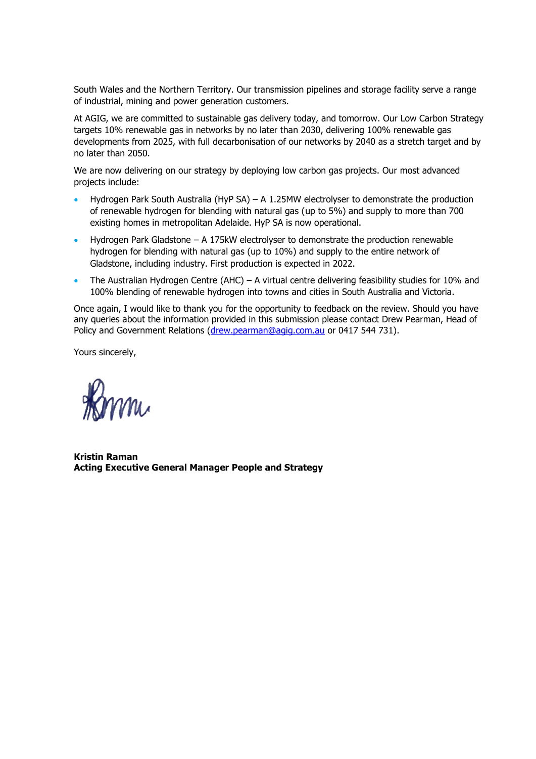South Wales and the Northern Territory. Our transmission pipelines and storage facility serve a range of industrial, mining and power generation customers.

At AGIG, we are committed to sustainable gas delivery today, and tomorrow. Our Low Carbon Strategy targets 10% renewable gas in networks by no later than 2030, delivering 100% renewable gas developments from 2025, with full decarbonisation of our networks by 2040 as a stretch target and by no later than 2050.

We are now delivering on our strategy by deploying low carbon gas projects. Our most advanced projects include:

- Hydrogen Park South Australia (HyP SA) – A 1.25MW electrolyser to demonstrate the production of renewable hydrogen for blending with natural gas (up to 5%) and supply to more than 700 existing homes in metropolitan Adelaide. HyP SA is now operational.
- Hydrogen Park Gladstone – A 175kW electrolyser to demonstrate the production renewable hydrogen for blending with natural gas (up to 10%) and supply to the entire network of Gladstone, including industry. First production is expected in 2022.
- The Australian Hydrogen Centre (AHC) – A virtual centre delivering feasibility studies for 10% and 100% blending of renewable hydrogen into towns and cities in South Australia and Victoria.

Once again, I would like to thank you for the opportunity to feedback on the review. Should you have any queries about the information provided in this submission please contact Drew Pearman, Head of Policy and Government Relations (drew.pearman@agig.com.au or 0417 544 731).

Yours sincerely,

**Kristin Raman**
**Acting Executive General Manager People and Strategy**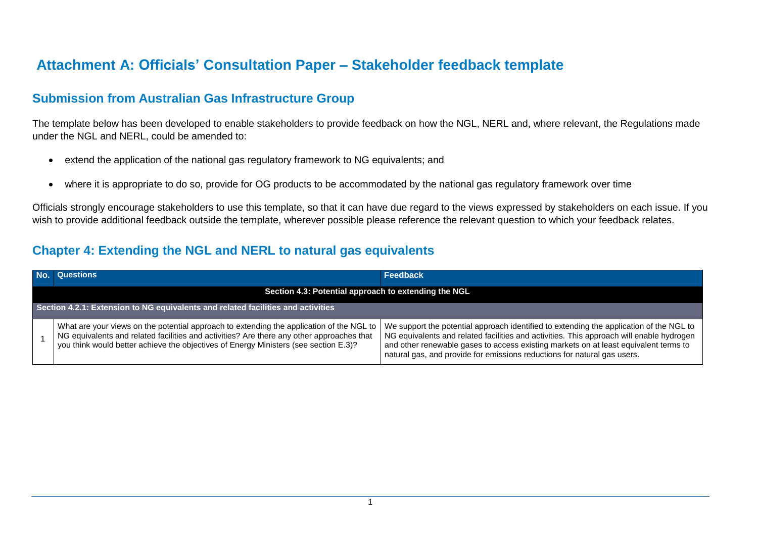# Attachment A: Officials' Consultation Paper – Stakeholder feedback template

## Submission from Australian Gas Infrastructure Group

The template below has been developed to enable stakeholders to provide feedback on how the NGL, NERL and, where relevant, the Regulations made under the NGL and NERL, could be amended to:

- extend the application of the national gas regulatory framework to NG equivalents; and
- where it is appropriate to do so, provide for OG products to be accommodated by the national gas regulatory framework over time

Officials strongly encourage stakeholders to use this template, so that it can have due regard to the views expressed by stakeholders on each issue. If you wish to provide additional feedback outside the template, wherever possible please reference the relevant question to which your feedback relates.

## Chapter 4: Extending the NGL and NERL to natural gas equivalents

| No. | Questions | Feedback |
|---|---|---|
| | **Section 4.3: Potential approach to extending the NGL** | |
| | **Section 4.2.1: Extension to NG equivalents and related facilities and activities** | |
| 1 | What are your views on the potential approach to extending the application of the NGL to NG equivalents and related facilities and activities? Are there any other approaches that you think would better achieve the objectives of Energy Ministers (see section E.3)? | We support the potential approach identified to extending the application of the NGL to NG equivalents and related facilities and activities. This approach will enable hydrogen and other renewable gases to access existing markets on at least equivalent terms to natural gas, and provide for emissions reductions for natural gas users. |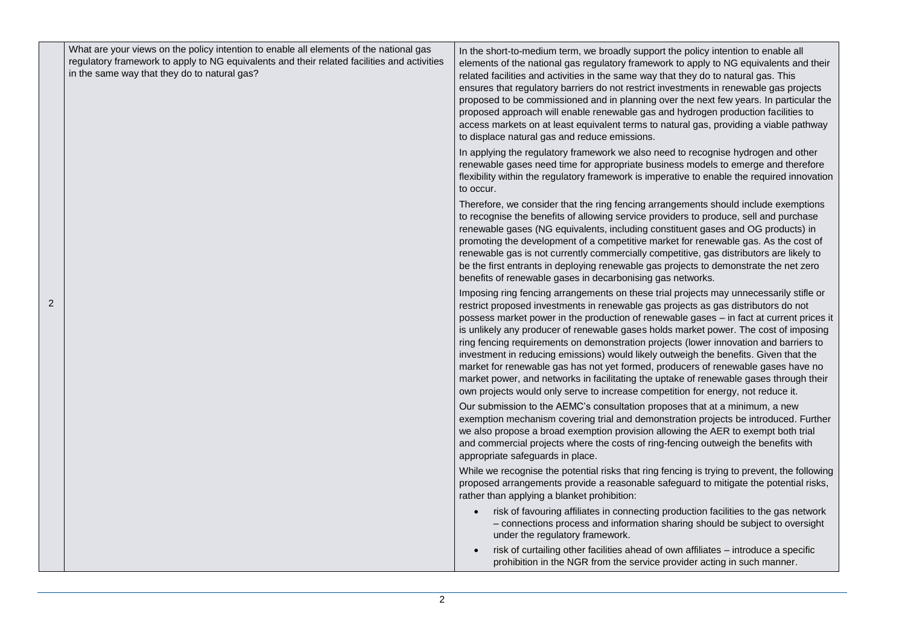| | | |
|---|---|---|
| 2 | What are your views on the policy intention to enable all elements of the national gas regulatory framework to apply to NG equivalents and their related facilities and activities in the same way that they do to natural gas? | In the short-to-medium term, we broadly support the policy intention to enable all elements of the national gas regulatory framework to apply to NG equivalents and their related facilities and activities in the same way that they do to natural gas. This ensures that regulatory barriers do not restrict investments in renewable gas projects proposed to be commissioned and in planning over the next few years. In particular the proposed approach will enable renewable gas and hydrogen production facilities to access markets on at least equivalent terms to natural gas, providing a viable pathway to displace natural gas and reduce emissions.<br><br>In applying the regulatory framework we also need to recognise hydrogen and other renewable gases need time for appropriate business models to emerge and therefore flexibility within the regulatory framework is imperative to enable the required innovation to occur.<br><br>Therefore, we consider that the ring fencing arrangements should include exemptions to recognise the benefits of allowing service providers to produce, sell and purchase renewable gases (NG equivalents, including constituent gases and OG products) in promoting the development of a competitive market for renewable gas. As the cost of renewable gas is not currently commercially competitive, gas distributors are likely to be the first entrants in deploying renewable gas projects to demonstrate the net zero benefits of renewable gases in decarbonising gas networks.<br><br>Imposing ring fencing arrangements on these trial projects may unnecessarily stifle or restrict proposed investments in renewable gas projects as gas distributors do not possess market power in the production of renewable gases – in fact at current prices it is unlikely any producer of renewable gases holds market power. The cost of imposing ring fencing requirements on demonstration projects (lower innovation and barriers to investment in reducing emissions) would likely outweigh the benefits. Given that the market for renewable gas has not yet formed, producers of renewable gases have no market power, and networks in facilitating the uptake of renewable gases through their own projects would only serve to increase competition for energy, not reduce it.<br><br>Our submission to the AEMC's consultation proposes that at a minimum, a new exemption mechanism covering trial and demonstration projects be introduced. Further we also propose a broad exemption provision allowing the AER to exempt both trial and commercial projects where the costs of ring-fencing outweigh the benefits with appropriate safeguards in place.<br><br>While we recognise the potential risks that ring fencing is trying to prevent, the following proposed arrangements provide a reasonable safeguard to mitigate the potential risks, rather than applying a blanket prohibition:<br><br>• risk of favouring affiliates in connecting production facilities to the gas network – connections process and information sharing should be subject to oversight under the regulatory framework.<br>• risk of curtailing other facilities ahead of own affiliates – introduce a specific prohibition in the NGR from the service provider acting in such manner. |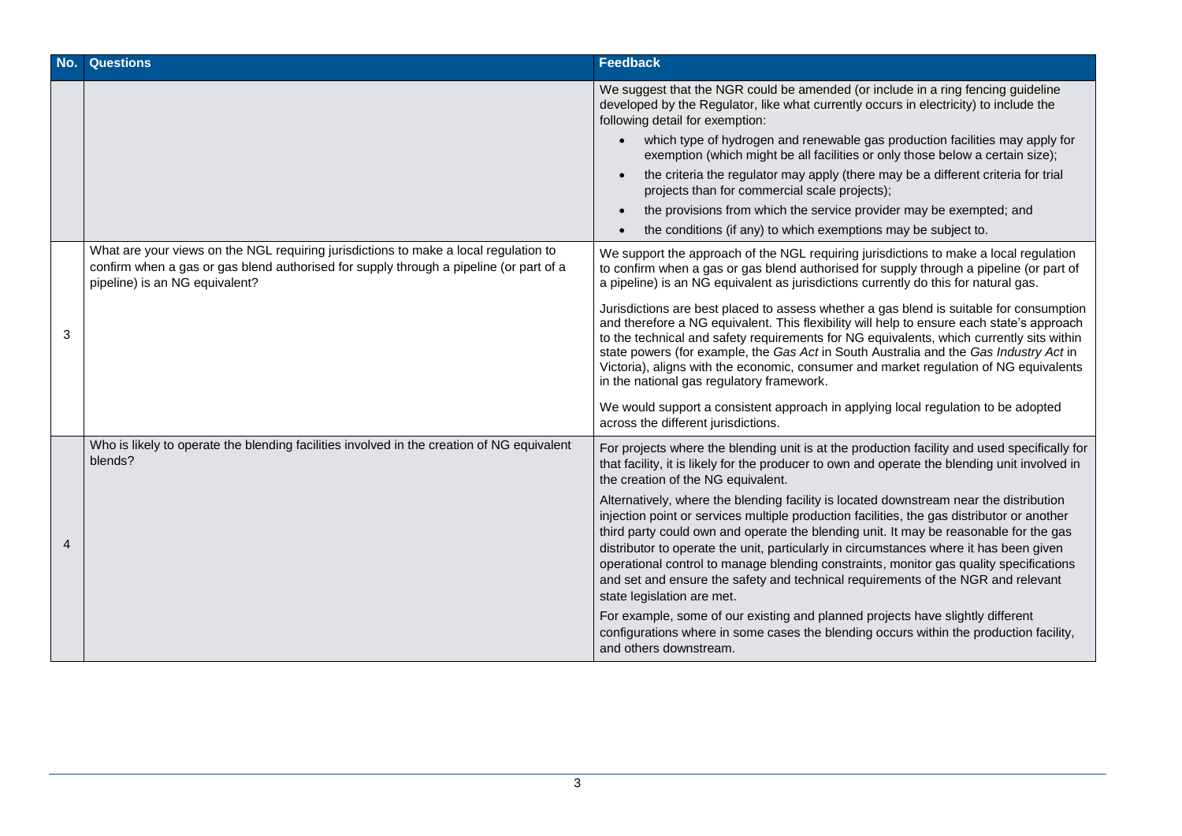| No. | Questions | Feedback |
|---|---|---|
| | | We suggest that the NGR could be amended (or include in a ring fencing guideline developed by the Regulator, like what currently occurs in electricity) to include the following detail for exemption:<br>• which type of hydrogen and renewable gas production facilities may apply for exemption (which might be all facilities or only those below a certain size);<br>• the criteria the regulator may apply (there may be a different criteria for trial projects than for commercial scale projects);<br>• the provisions from which the service provider may be exempted; and<br>• the conditions (if any) to which exemptions may be subject to. |
| 3 | What are your views on the NGL requiring jurisdictions to make a local regulation to confirm when a gas or gas blend authorised for supply through a pipeline (or part of a pipeline) is an NG equivalent? | We support the approach of the NGL requiring jurisdictions to make a local regulation to confirm when a gas or gas blend authorised for supply through a pipeline (or part of a pipeline) is an NG equivalent as jurisdictions currently do this for natural gas.<br><br>Jurisdictions are best placed to assess whether a gas blend is suitable for consumption and therefore a NG equivalent. This flexibility will help to ensure each state's approach to the technical and safety requirements for NG equivalents, which currently sits within state powers (for example, the *Gas Act* in South Australia and the *Gas Industry Act* in Victoria), aligns with the economic, consumer and market regulation of NG equivalents in the national gas regulatory framework.<br><br>We would support a consistent approach in applying local regulation to be adopted across the different jurisdictions. |
| 4 | Who is likely to operate the blending facilities involved in the creation of NG equivalent blends? | For projects where the blending unit is at the production facility and used specifically for that facility, it is likely for the producer to own and operate the blending unit involved in the creation of the NG equivalent.<br><br>Alternatively, where the blending facility is located downstream near the distribution injection point or services multiple production facilities, the gas distributor or another third party could own and operate the blending unit. It may be reasonable for the gas distributor to operate the unit, particularly in circumstances where it has been given operational control to manage blending constraints, monitor gas quality specifications and set and ensure the safety and technical requirements of the NGR and relevant state legislation are met.<br><br>For example, some of our existing and planned projects have slightly different configurations where in some cases the blending occurs within the production facility, and others downstream. |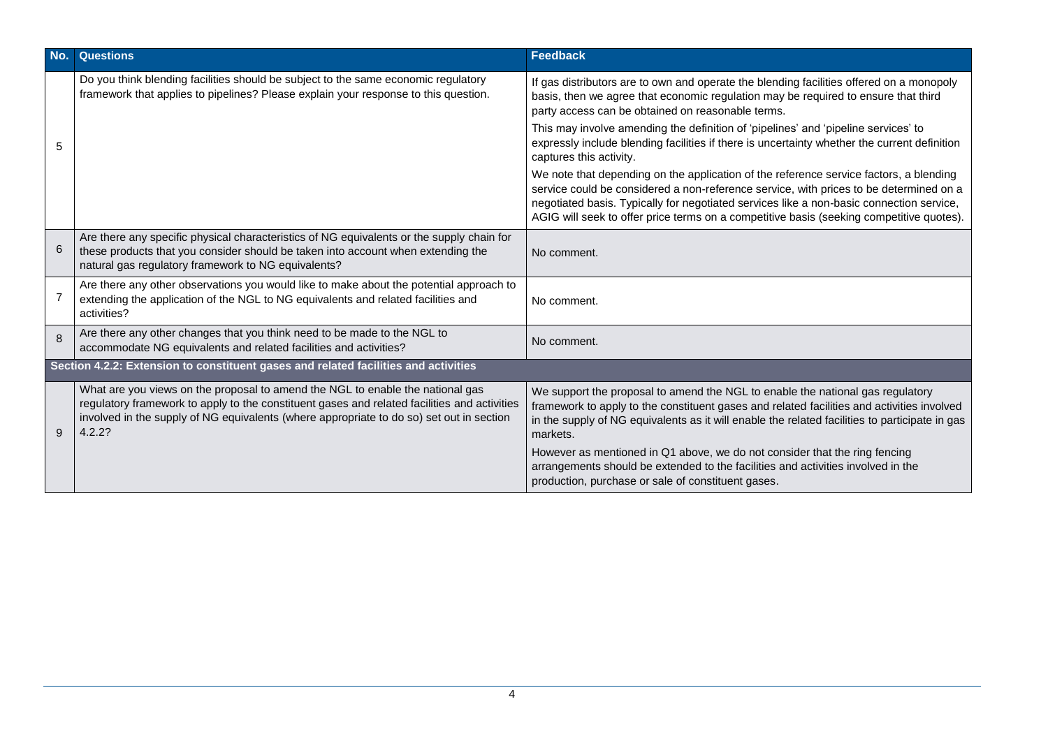| No. | Questions | Feedback |
|---|---|---|
| 5 | Do you think blending facilities should be subject to the same economic regulatory framework that applies to pipelines? Please explain your response to this question. | If gas distributors are to own and operate the blending facilities offered on a monopoly basis, then we agree that economic regulation may be required to ensure that third party access can be obtained on reasonable terms.<br><br>This may involve amending the definition of 'pipelines' and 'pipeline services' to expressly include blending facilities if there is uncertainty whether the current definition captures this activity.<br><br>We note that depending on the application of the reference service factors, a blending service could be considered a non-reference service, with prices to be determined on a negotiated basis. Typically for negotiated services like a non-basic connection service, AGIG will seek to offer price terms on a competitive basis (seeking competitive quotes). |
| 6 | Are there any specific physical characteristics of NG equivalents or the supply chain for these products that you consider should be taken into account when extending the natural gas regulatory framework to NG equivalents? | No comment. |
| 7 | Are there any other observations you would like to make about the potential approach to extending the application of the NGL to NG equivalents and related facilities and activities? | No comment. |
| 8 | Are there any other changes that you think need to be made to the NGL to accommodate NG equivalents and related facilities and activities? | No comment. |
| **Section 4.2.2: Extension to constituent gases and related facilities and activities** | | |
| 9 | What are you views on the proposal to amend the NGL to enable the national gas regulatory framework to apply to the constituent gases and related facilities and activities involved in the supply of NG equivalents (where appropriate to do so) set out in section 4.2.2? | We support the proposal to amend the NGL to enable the national gas regulatory framework to apply to the constituent gases and related facilities and activities involved in the supply of NG equivalents as it will enable the related facilities to participate in gas markets.<br><br>However as mentioned in Q1 above, we do not consider that the ring fencing arrangements should be extended to the facilities and activities involved in the production, purchase or sale of constituent gases. |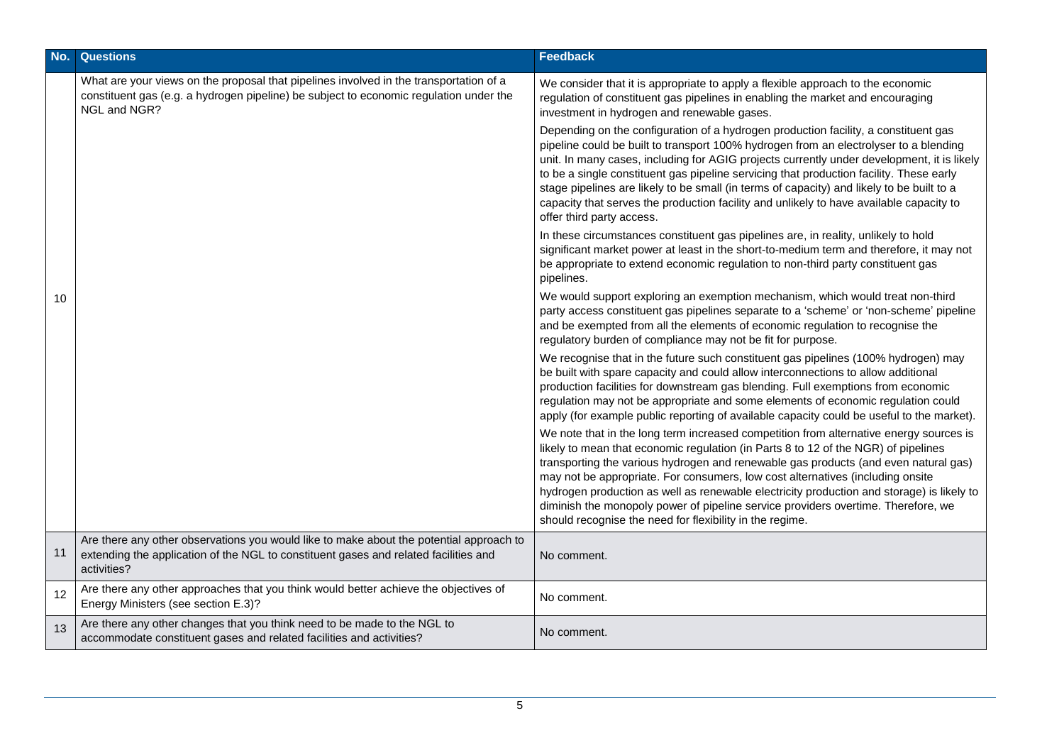| No. | Questions | Feedback |
| --- | --- | --- |
| 10 | What are your views on the proposal that pipelines involved in the transportation of a constituent gas (e.g. a hydrogen pipeline) be subject to economic regulation under the NGL and NGR? | We consider that it is appropriate to apply a flexible approach to the economic regulation of constituent gas pipelines in enabling the market and encouraging investment in hydrogen and renewable gases.<br><br>Depending on the configuration of a hydrogen production facility, a constituent gas pipeline could be built to transport 100% hydrogen from an electrolyser to a blending unit. In many cases, including for AGIG projects currently under development, it is likely to be a single constituent gas pipeline servicing that production facility. These early stage pipelines are likely to be small (in terms of capacity) and likely to be built to a capacity that serves the production facility and unlikely to have available capacity to offer third party access.<br><br>In these circumstances constituent gas pipelines are, in reality, unlikely to hold significant market power at least in the short-to-medium term and therefore, it may not be appropriate to extend economic regulation to non-third party constituent gas pipelines.<br><br>We would support exploring an exemption mechanism, which would treat non-third party access constituent gas pipelines separate to a 'scheme' or 'non-scheme' pipeline and be exempted from all the elements of economic regulation to recognise the regulatory burden of compliance may not be fit for purpose.<br><br>We recognise that in the future such constituent gas pipelines (100% hydrogen) may be built with spare capacity and could allow interconnections to allow additional production facilities for downstream gas blending. Full exemptions from economic regulation may not be appropriate and some elements of economic regulation could apply (for example public reporting of available capacity could be useful to the market).<br><br>We note that in the long term increased competition from alternative energy sources is likely to mean that economic regulation (in Parts 8 to 12 of the NGR) of pipelines transporting the various hydrogen and renewable gas products (and even natural gas) may not be appropriate. For consumers, low cost alternatives (including onsite hydrogen production as well as renewable electricity production and storage) is likely to diminish the monopoly power of pipeline service providers overtime. Therefore, we should recognise the need for flexibility in the regime. |
| 11 | Are there any other observations you would like to make about the potential approach to extending the application of the NGL to constituent gases and related facilities and activities? | No comment. |
| 12 | Are there any other approaches that you think would better achieve the objectives of Energy Ministers (see section E.3)? | No comment. |
| 13 | Are there any other changes that you think need to be made to the NGL to accommodate constituent gases and related facilities and activities? | No comment. |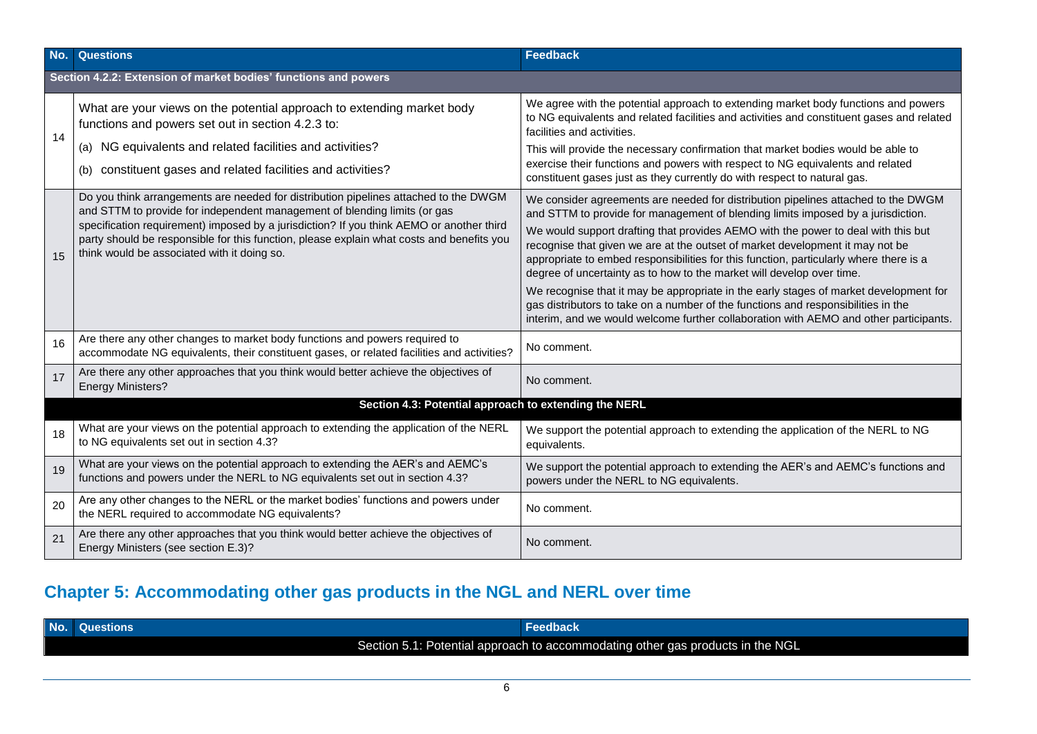| No. | Questions | Feedback |
|---|---|---|
| **Section 4.2.2: Extension of market bodies' functions and powers** | | |
| 14 | What are your views on the potential approach to extending market body functions and powers set out in section 4.2.3 to:<br>(a) NG equivalents and related facilities and activities?<br>(b) constituent gases and related facilities and activities? | We agree with the potential approach to extending market body functions and powers to NG equivalents and related facilities and activities and constituent gases and related facilities and activities.<br>This will provide the necessary confirmation that market bodies would be able to exercise their functions and powers with respect to NG equivalents and related constituent gases just as they currently do with respect to natural gas. |
| 15 | Do you think arrangements are needed for distribution pipelines attached to the DWGM and STTM to provide for independent management of blending limits (or gas specification requirement) imposed by a jurisdiction? If you think AEMO or another third party should be responsible for this function, please explain what costs and benefits you think would be associated with it doing so. | We consider agreements are needed for distribution pipelines attached to the DWGM and STTM to provide for management of blending limits imposed by a jurisdiction.<br>We would support drafting that provides AEMO with the power to deal with this but recognise that given we are at the outset of market development it may not be appropriate to embed responsibilities for this function, particularly where there is a degree of uncertainty as to how to the market will develop over time.<br>We recognise that it may be appropriate in the early stages of market development for gas distributors to take on a number of the functions and responsibilities in the interim, and we would welcome further collaboration with AEMO and other participants. |
| 16 | Are there any other changes to market body functions and powers required to accommodate NG equivalents, their constituent gases, or related facilities and activities? | No comment. |
| 17 | Are there any other approaches that you think would better achieve the objectives of Energy Ministers? | No comment. |
| **Section 4.3: Potential approach to extending the NERL** | | |
| 18 | What are your views on the potential approach to extending the application of the NERL to NG equivalents set out in section 4.3? | We support the potential approach to extending the application of the NERL to NG equivalents. |
| 19 | What are your views on the potential approach to extending the AER's and AEMC's functions and powers under the NERL to NG equivalents set out in section 4.3? | We support the potential approach to extending the AER's and AEMC's functions and powers under the NERL to NG equivalents. |
| 20 | Are any other changes to the NERL or the market bodies' functions and powers under the NERL required to accommodate NG equivalents? | No comment. |
| 21 | Are there any other approaches that you think would better achieve the objectives of Energy Ministers (see section E.3)? | No comment. |

## Chapter 5: Accommodating other gas products in the NGL and NERL over time

| No. | Questions | Feedback |
|---|---|---|
| Section 5.1: Potential approach to accommodating other gas products in the NGL | | |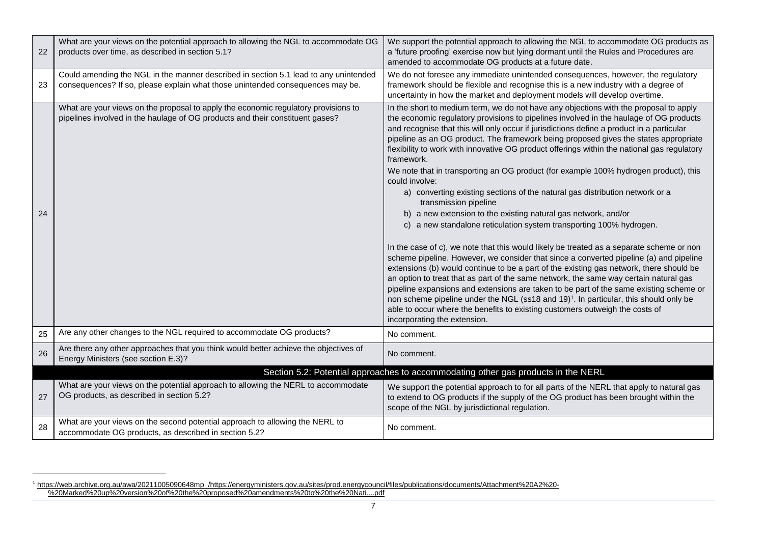| | | |
|---|---|---|
| 22 | What are your views on the potential approach to allowing the NGL to accommodate OG products over time, as described in section 5.1? | We support the potential approach to allowing the NGL to accommodate OG products as a 'future proofing' exercise now but lying dormant until the Rules and Procedures are amended to accommodate OG products at a future date. |
| 23 | Could amending the NGL in the manner described in section 5.1 lead to any unintended consequences? If so, please explain what those unintended consequences may be. | We do not foresee any immediate unintended consequences, however, the regulatory framework should be flexible and recognise this is a new industry with a degree of uncertainty in how the market and deployment models will develop overtime. |
| 24 | What are your views on the proposal to apply the economic regulatory provisions to pipelines involved in the haulage of OG products and their constituent gases? | In the short to medium term, we do not have any objections with the proposal to apply the economic regulatory provisions to pipelines involved in the haulage of OG products and recognise that this will only occur if jurisdictions define a product in a particular pipeline as an OG product. The framework being proposed gives the states appropriate flexibility to work with innovative OG product offerings within the national gas regulatory framework.<br>We note that in transporting an OG product (for example 100% hydrogen product), this could involve:<br>a) converting existing sections of the natural gas distribution network or a transmission pipeline<br>b) a new extension to the existing natural gas network, and/or<br>c) a new standalone reticulation system transporting 100% hydrogen.<br><br>In the case of c), we note that this would likely be treated as a separate scheme or non scheme pipeline. However, we consider that since a converted pipeline (a) and pipeline extensions (b) would continue to be a part of the existing gas network, there should be an option to treat that as part of the same network, the same way certain natural gas pipeline expansions and extensions are taken to be part of the same existing scheme or non scheme pipeline under the NGL (ss18 and 19)[1]. In particular, this should only be able to occur where the benefits to existing customers outweigh the costs of incorporating the extension. |
| 25 | Are any other changes to the NGL required to accommodate OG products? | No comment. |
| 26 | Are there any other approaches that you think would better achieve the objectives of Energy Ministers (see section E.3)? | No comment. |
| | **Section 5.2: Potential approaches to accommodating other gas products in the NERL** | |
| 27 | What are your views on the potential approach to allowing the NERL to accommodate OG products, as described in section 5.2? | We support the potential approach to for all parts of the NERL that apply to natural gas to extend to OG products if the supply of the OG product has been brought within the scope of the NGL by jurisdictional regulation. |
| 28 | What are your views on the second potential approach to allowing the NERL to accommodate OG products, as described in section 5.2? | No comment. |

[1] https://web.archive.org.au/awa/20211005090648mp_/https://energyministers.gov.au/sites/prod.energycouncil/files/publications/documents/Attachment%20A2%20-%20Marked%20up%20version%20of%20the%20proposed%20amendments%20to%20the%20Nati....pdf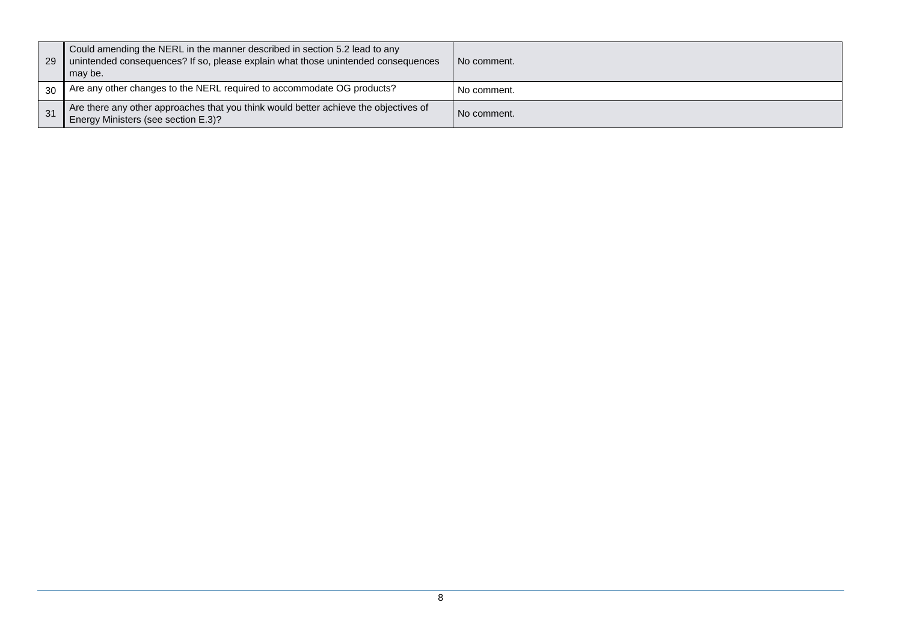| | | |
|---|---|---|
| 29 | Could amending the NERL in the manner described in section 5.2 lead to any unintended consequences? If so, please explain what those unintended consequences may be. | No comment. |
| 30 | Are any other changes to the NERL required to accommodate OG products? | No comment. |
| 31 | Are there any other approaches that you think would better achieve the objectives of Energy Ministers (see section E.3)? | No comment. |